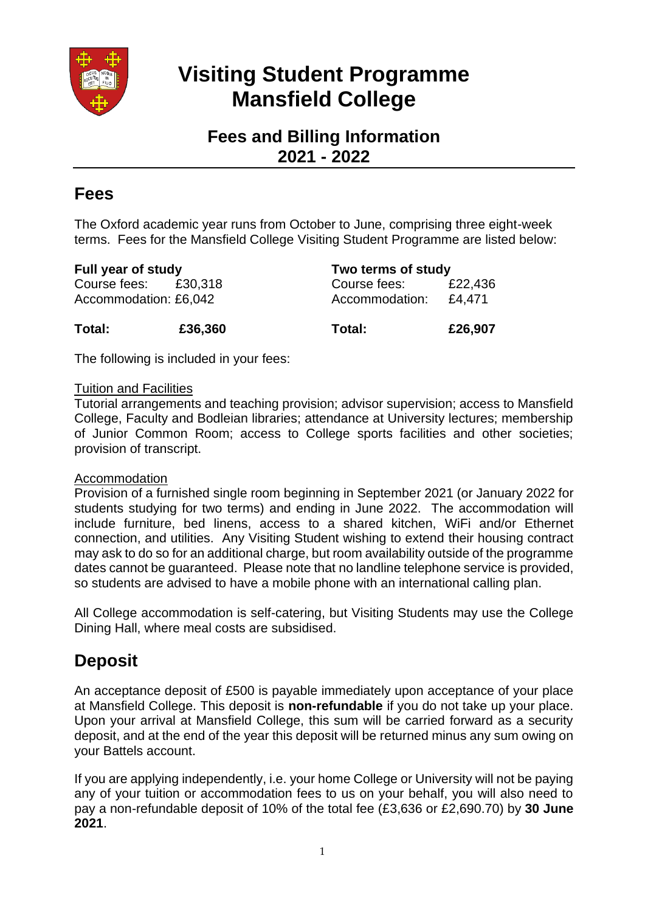# Visiting Student Programme Mansfield College

## Fees and Billing Information 2021 - 2022

## Fees

The Oxford academic year runs from October to June, comprising three eight-week terms. Fees for the Mansfield College Visiting Student Programme are listed below:

| **Full year of study** | | **Two terms of study** | |
|---|---|---|---|
| Course fees: | £30,318 | Course fees: | £22,436 |
| Accommodation: | £6,042 | Accommodation: | £4,471 |
| **Total:** | **£36,360** | **Total:** | **£26,907** |

The following is included in your fees:

Tuition and Facilities

Tutorial arrangements and teaching provision; advisor supervision; access to Mansfield College, Faculty and Bodleian libraries; attendance at University lectures; membership of Junior Common Room; access to College sports facilities and other societies; provision of transcript.

Accommodation

Provision of a furnished single room beginning in September 2021 (or January 2022 for students studying for two terms) and ending in June 2022. The accommodation will include furniture, bed linens, access to a shared kitchen, WiFi and/or Ethernet connection, and utilities. Any Visiting Student wishing to extend their housing contract may ask to do so for an additional charge, but room availability outside of the programme dates cannot be guaranteed. Please note that no landline telephone service is provided, so students are advised to have a mobile phone with an international calling plan.

All College accommodation is self-catering, but Visiting Students may use the College Dining Hall, where meal costs are subsidised.

## Deposit

An acceptance deposit of £500 is payable immediately upon acceptance of your place at Mansfield College. This deposit is **non-refundable** if you do not take up your place. Upon your arrival at Mansfield College, this sum will be carried forward as a security deposit, and at the end of the year this deposit will be returned minus any sum owing on your Battels account.

If you are applying independently, i.e. your home College or University will not be paying any of your tuition or accommodation fees to us on your behalf, you will also need to pay a non-refundable deposit of 10% of the total fee (£3,636 or £2,690.70) by **30 June 2021**.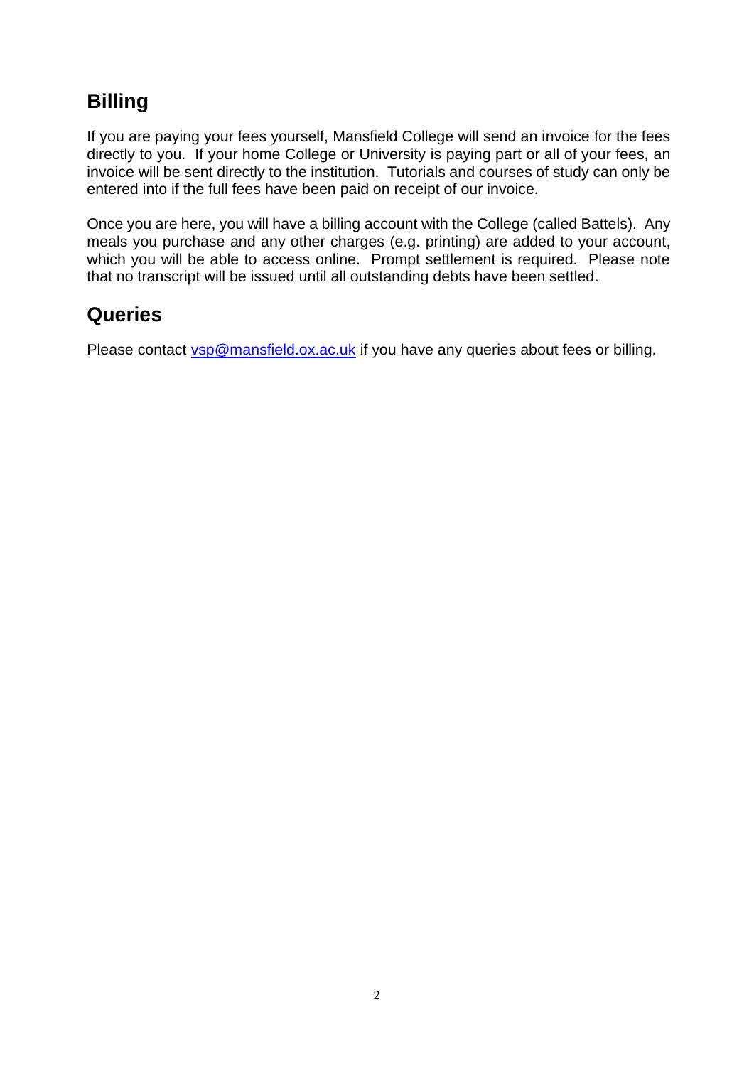## Billing

If you are paying your fees yourself, Mansfield College will send an invoice for the fees directly to you. If your home College or University is paying part or all of your fees, an invoice will be sent directly to the institution. Tutorials and courses of study can only be entered into if the full fees have been paid on receipt of our invoice.

Once you are here, you will have a billing account with the College (called Battels). Any meals you purchase and any other charges (e.g. printing) are added to your account, which you will be able to access online. Prompt settlement is required. Please note that no transcript will be issued until all outstanding debts have been settled.

## Queries

Please contact vsp@mansfield.ox.ac.uk if you have any queries about fees or billing.